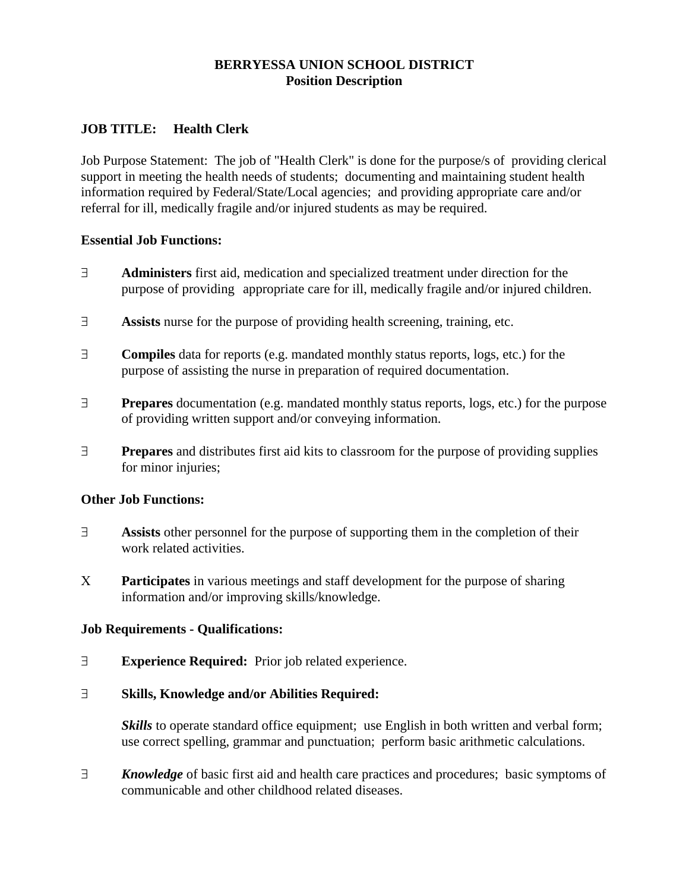**BERRYESSA UNION SCHOOL DISTRICT**
**Position Description**

**JOB TITLE: Health Clerk**

Job Purpose Statement: The job of "Health Clerk" is done for the purpose/s of providing clerical support in meeting the health needs of students; documenting and maintaining student health information required by Federal/State/Local agencies; and providing appropriate care and/or referral for ill, medically fragile and/or injured students as may be required.

**Essential Job Functions:**

∃ **Administers** first aid, medication and specialized treatment under direction for the purpose of providing appropriate care for ill, medically fragile and/or injured children.

∃ **Assists** nurse for the purpose of providing health screening, training, etc.

∃ **Compiles** data for reports (e.g. mandated monthly status reports, logs, etc.) for the purpose of assisting the nurse in preparation of required documentation.

∃ **Prepares** documentation (e.g. mandated monthly status reports, logs, etc.) for the purpose of providing written support and/or conveying information.

∃ **Prepares** and distributes first aid kits to classroom for the purpose of providing supplies for minor injuries;

**Other Job Functions:**

∃ **Assists** other personnel for the purpose of supporting them in the completion of their work related activities.

X **Participates** in various meetings and staff development for the purpose of sharing information and/or improving skills/knowledge.

**Job Requirements - Qualifications:**

∃ **Experience Required:** Prior job related experience.

∃ **Skills, Knowledge and/or Abilities Required:**

***Skills*** to operate standard office equipment; use English in both written and verbal form; use correct spelling, grammar and punctuation; perform basic arithmetic calculations.

∃ ***Knowledge*** of basic first aid and health care practices and procedures; basic symptoms of communicable and other childhood related diseases.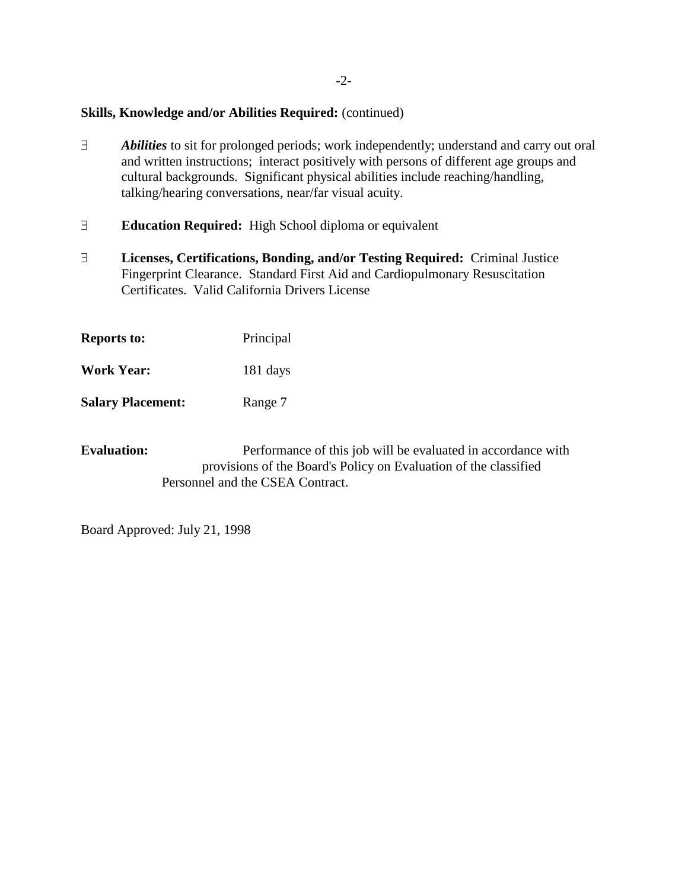**Skills, Knowledge and/or Abilities Required:** (continued)

- ***Abilities*** to sit for prolonged periods; work independently; understand and carry out oral and written instructions; interact positively with persons of different age groups and cultural backgrounds. Significant physical abilities include reaching/handling, talking/hearing conversations, near/far visual acuity.

- **Education Required:** High School diploma or equivalent

- **Licenses, Certifications, Bonding, and/or Testing Required:** Criminal Justice Fingerprint Clearance. Standard First Aid and Cardiopulmonary Resuscitation Certificates. Valid California Drivers License

**Reports to:** Principal

**Work Year:** 181 days

**Salary Placement:** Range 7

**Evaluation:** Performance of this job will be evaluated in accordance with provisions of the Board's Policy on Evaluation of the classified Personnel and the CSEA Contract.

Board Approved: July 21, 1998